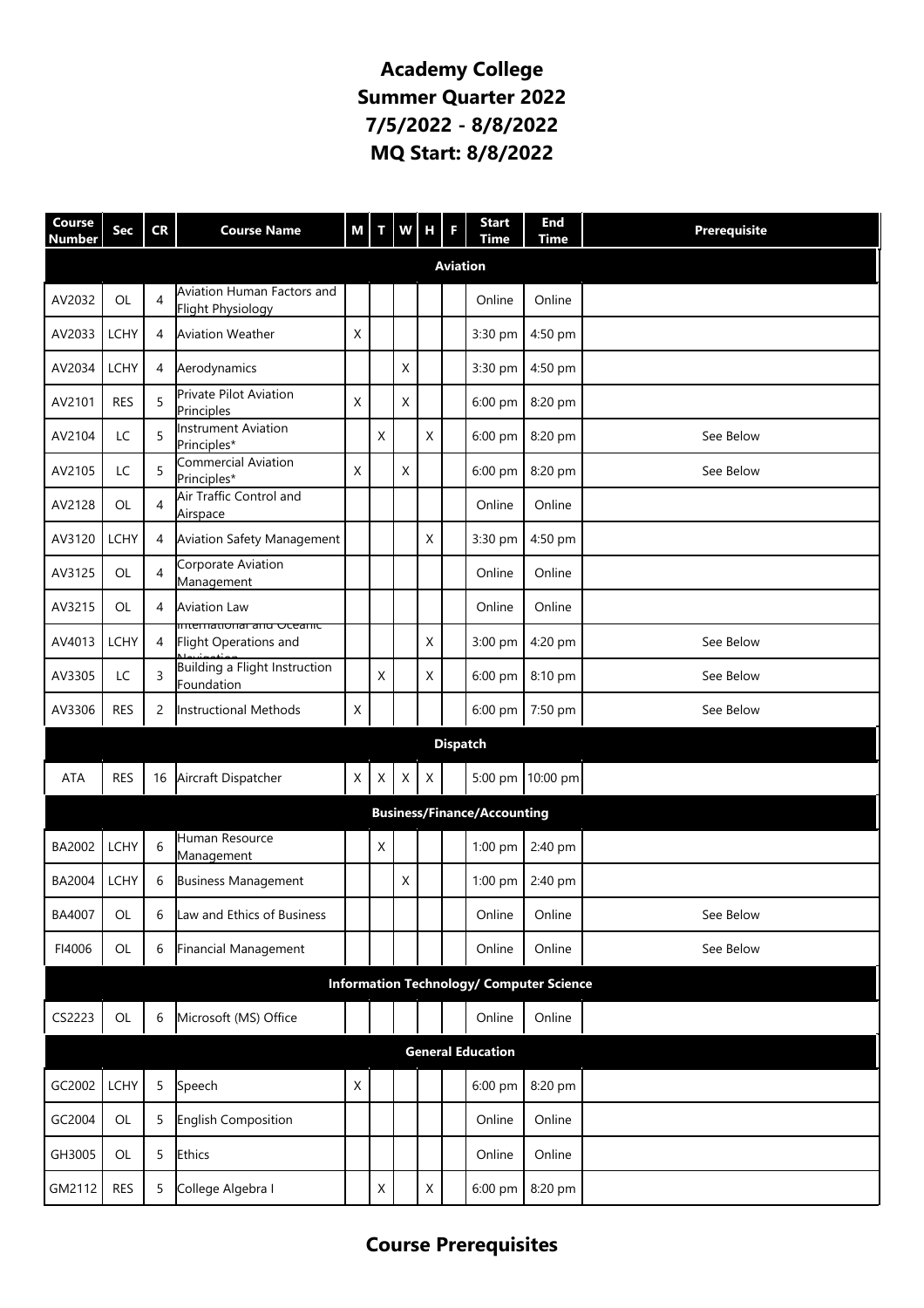# Academy College
# Summer Quarter 2022
# 7/5/2022 - 8/8/2022
# MQ Start: 8/8/2022

| Course Number | Sec | CR | Course Name | M | T | W | H | F | Start Time | End Time | Prerequisite |
|---|---|---|---|---|---|---|---|---|---|---|---|
| **Aviation** | | | | | | | | | | | |
| AV2032 | OL | 4 | Aviation Human Factors and Flight Physiology | | | | | | Online | Online | |
| AV2033 | LCHY | 4 | Aviation Weather | X | | | | | 3:30 pm | 4:50 pm | |
| AV2034 | LCHY | 4 | Aerodynamics | | | X | | | 3:30 pm | 4:50 pm | |
| AV2101 | RES | 5 | Private Pilot Aviation Principles | X | | X | | | 6:00 pm | 8:20 pm | |
| AV2104 | LC | 5 | Instrument Aviation Principles* | | X | | X | | 6:00 pm | 8:20 pm | See Below |
| AV2105 | LC | 5 | Commercial Aviation Principles* | X | | X | | | 6:00 pm | 8:20 pm | See Below |
| AV2128 | OL | 4 | Air Traffic Control and Airspace | | | | | | Online | Online | |
| AV3120 | LCHY | 4 | Aviation Safety Management | | | | X | | 3:30 pm | 4:50 pm | |
| AV3125 | OL | 4 | Corporate Aviation Management | | | | | | Online | Online | |
| AV3215 | OL | 4 | Aviation Law | | | | | | Online | Online | |
| AV4013 | LCHY | 4 | International and Oceanic Flight Operations and Navigation | | | | X | | 3:00 pm | 4:20 pm | See Below |
| AV3305 | LC | 3 | Building a Flight Instruction Foundation | | X | | X | | 6:00 pm | 8:10 pm | See Below |
| AV3306 | RES | 2 | Instructional Methods | X | | | | | 6:00 pm | 7:50 pm | See Below |
| **Dispatch** | | | | | | | | | | | |
| ATA | RES | 16 | Aircraft Dispatcher | X | X | X | X | | 5:00 pm | 10:00 pm | |
| **Business/Finance/Accounting** | | | | | | | | | | | |
| BA2002 | LCHY | 6 | Human Resource Management | | X | | | | 1:00 pm | 2:40 pm | |
| BA2004 | LCHY | 6 | Business Management | | | X | | | 1:00 pm | 2:40 pm | |
| BA4007 | OL | 6 | Law and Ethics of Business | | | | | | Online | Online | See Below |
| FI4006 | OL | 6 | Financial Management | | | | | | Online | Online | See Below |
| **Information Technology/ Computer Science** | | | | | | | | | | | |
| CS2223 | OL | 6 | Microsoft (MS) Office | | | | | | Online | Online | |
| **General Education** | | | | | | | | | | | |
| GC2002 | LCHY | 5 | Speech | X | | | | | 6:00 pm | 8:20 pm | |
| GC2004 | OL | 5 | English Composition | | | | | | Online | Online | |
| GH3005 | OL | 5 | Ethics | | | | | | Online | Online | |
| GM2112 | RES | 5 | College Algebra I | | X | | X | | 6:00 pm | 8:20 pm | |

## Course Prerequisites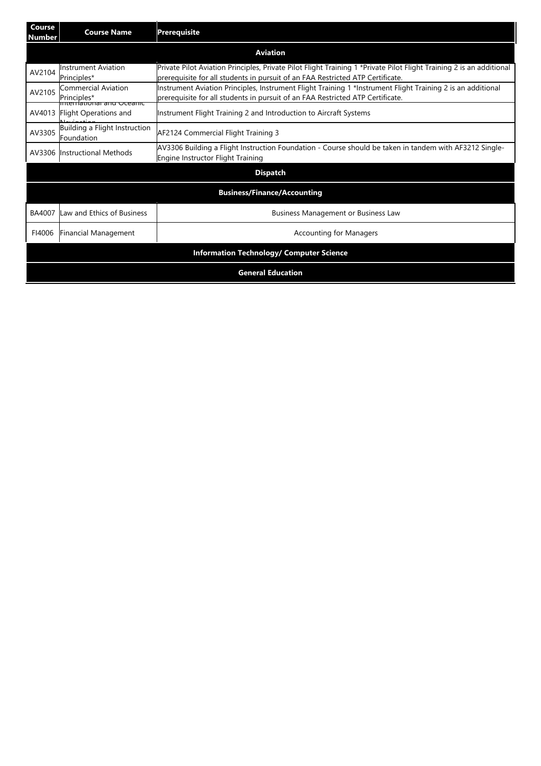| Course Number | Course Name | Prerequisite |
|---|---|---|
| **Aviation** | | |
| AV2104 | Instrument Aviation Principles* | Private Pilot Aviation Principles, Private Pilot Flight Training 1 *Private Pilot Flight Training 2 is an additional prerequisite for all students in pursuit of an FAA Restricted ATP Certificate. |
| AV2105 | Commercial Aviation Principles* | Instrument Aviation Principles, Instrument Flight Training 1 *Instrument Flight Training 2 is an additional prerequisite for all students in pursuit of an FAA Restricted ATP Certificate. |
| AV4013 | International and Oceanic Flight Operations and Navigation | Instrument Flight Training 2 and Introduction to Aircraft Systems |
| AV3305 | Building a Flight Instruction Foundation | AF2124 Commercial Flight Training 3 |
| AV3306 | Instructional Methods | AV3306 Building a Flight Instruction Foundation - Course should be taken in tandem with AF3212 Single-Engine Instructor Flight Training |
| **Dispatch** | | |
| **Business/Finance/Accounting** | | |
| BA4007 | Law and Ethics of Business | Business Management or Business Law |
| FI4006 | Financial Management | Accounting for Managers |
| **Information Technology/ Computer Science** | | |
| **General Education** | | |